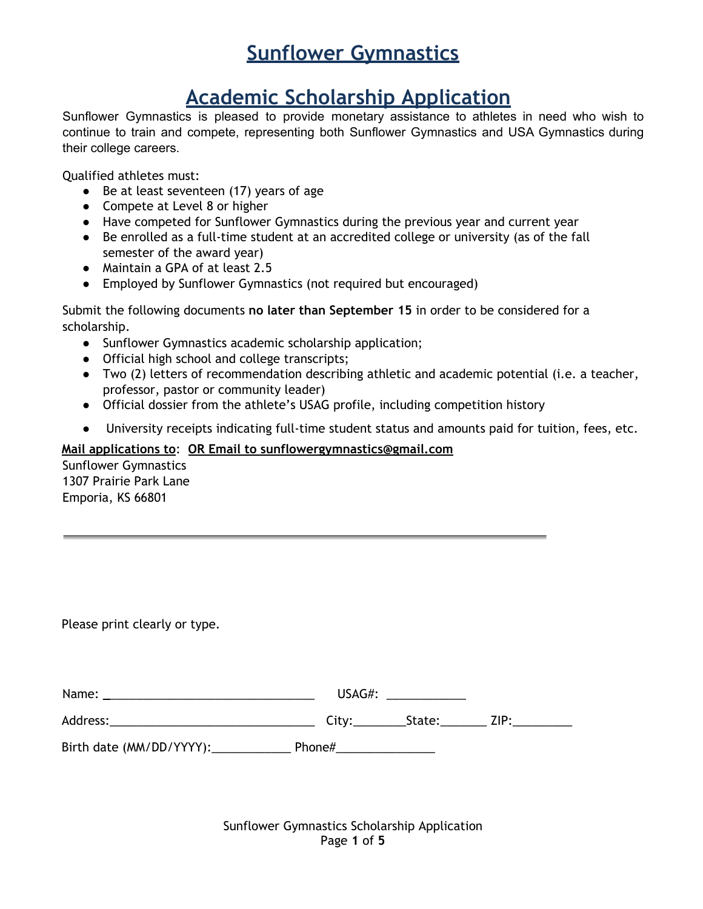# Sunflower Gymnastics

## Academic Scholarship Application

Sunflower Gymnastics is pleased to provide monetary assistance to athletes in need who wish to continue to train and compete, representing both Sunflower Gymnastics and USA Gymnastics during their college careers.

Qualified athletes must:

- Be at least seventeen (17) years of age
- Compete at Level 8 or higher
- Have competed for Sunflower Gymnastics during the previous year and current year
- Be enrolled as a full-time student at an accredited college or university (as of the fall semester of the award year)
- Maintain a GPA of at least 2.5
- Employed by Sunflower Gymnastics (not required but encouraged)

Submit the following documents **no later than September 15** in order to be considered for a scholarship.

- Sunflower Gymnastics academic scholarship application;
- Official high school and college transcripts;
- Two (2) letters of recommendation describing athletic and academic potential (i.e. a teacher, professor, pastor or community leader)
- Official dossier from the athlete's USAG profile, including competition history
- University receipts indicating full-time student status and amounts paid for tuition, fees, etc.

**Mail applications to**: **OR Email to sunflowergymnastics@gmail.com**
Sunflower Gymnastics
1307 Prairie Park Lane
Emporia, KS 66801

---

Please print clearly or type.

Name: ________________________________ USAG#: ____________

Address:_______________________________ City:________State:_______ ZIP:_________

Birth date (MM/DD/YYYY):____________ Phone#_______________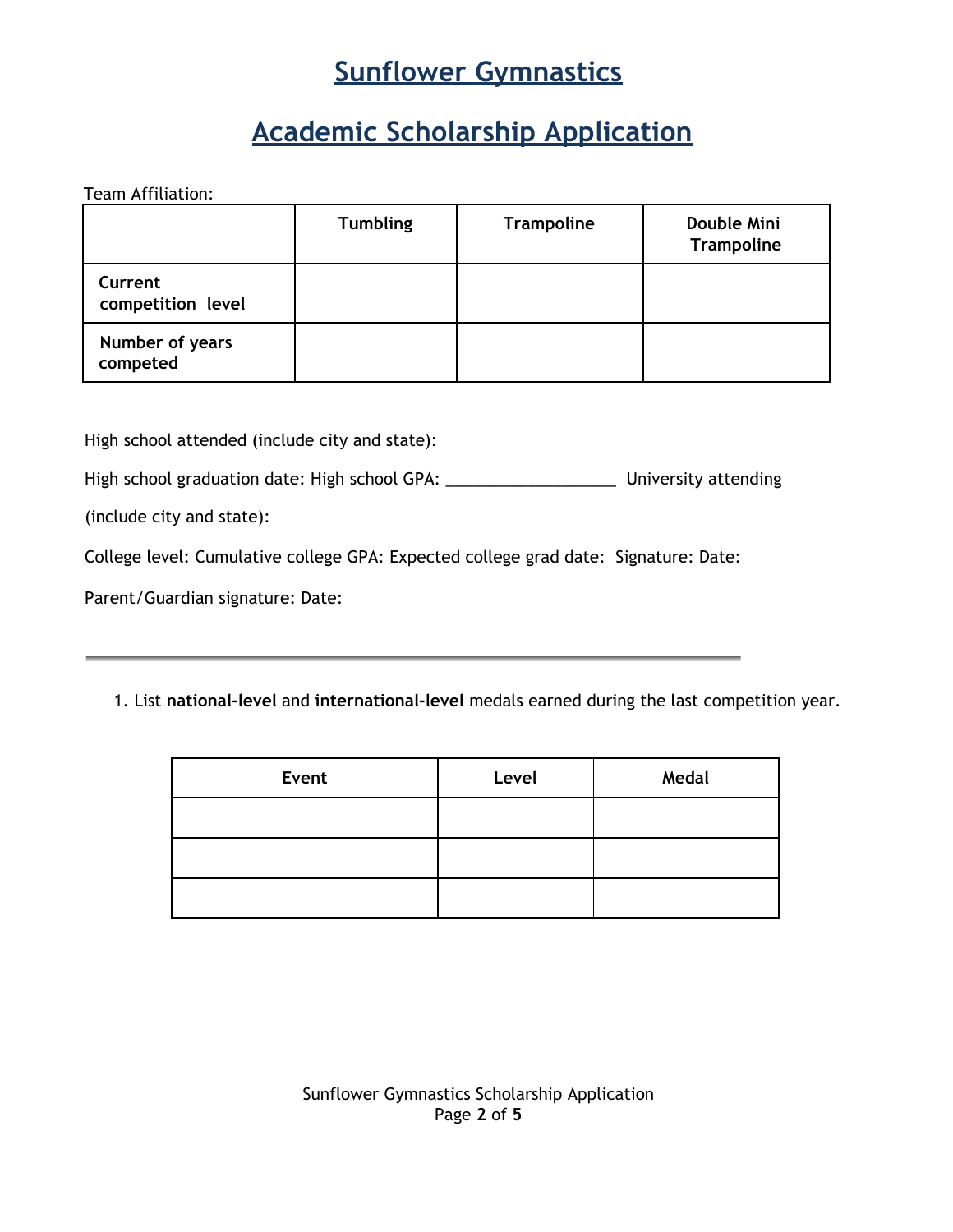# Sunflower Gymnastics

# Academic Scholarship Application

Team Affiliation:

| | Tumbling | Trampoline | Double Mini Trampoline |
|---|---|---|---|
| **Current competition level** | | | |
| **Number of years competed** | | | |

High school attended (include city and state):

High school graduation date: High school GPA: ___________________ University attending

(include city and state):

College level: Cumulative college GPA: Expected college grad date: Signature: Date:

Parent/Guardian signature: Date:

---

1. List **national-level** and **international-level** medals earned during the last competition year.

| Event | Level | Medal |
|---|---|---|
| | | |
| | | |
| | | |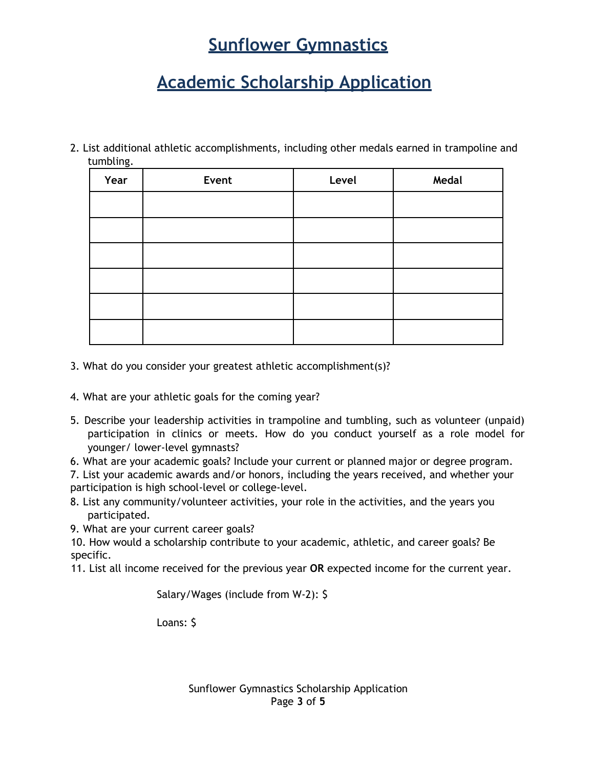# Sunflower Gymnastics

# Academic Scholarship Application

2. List additional athletic accomplishments, including other medals earned in trampoline and tumbling.

| Year | Event | Level | Medal |
|---|---|---|---|
| | | | |
| | | | |
| | | | |
| | | | |
| | | | |
| | | | |

3. What do you consider your greatest athletic accomplishment(s)?

4. What are your athletic goals for the coming year?

5. Describe your leadership activities in trampoline and tumbling, such as volunteer (unpaid) participation in clinics or meets. How do you conduct yourself as a role model for younger/ lower-level gymnasts?
6. What are your academic goals? Include your current or planned major or degree program.
7. List your academic awards and/or honors, including the years received, and whether your participation is high school-level or college-level.
8. List any community/volunteer activities, your role in the activities, and the years you participated.
9. What are your current career goals?
10. How would a scholarship contribute to your academic, athletic, and career goals? Be specific.
11. List all income received for the previous year **OR** expected income for the current year.

Salary/Wages (include from W-2): $

Loans: $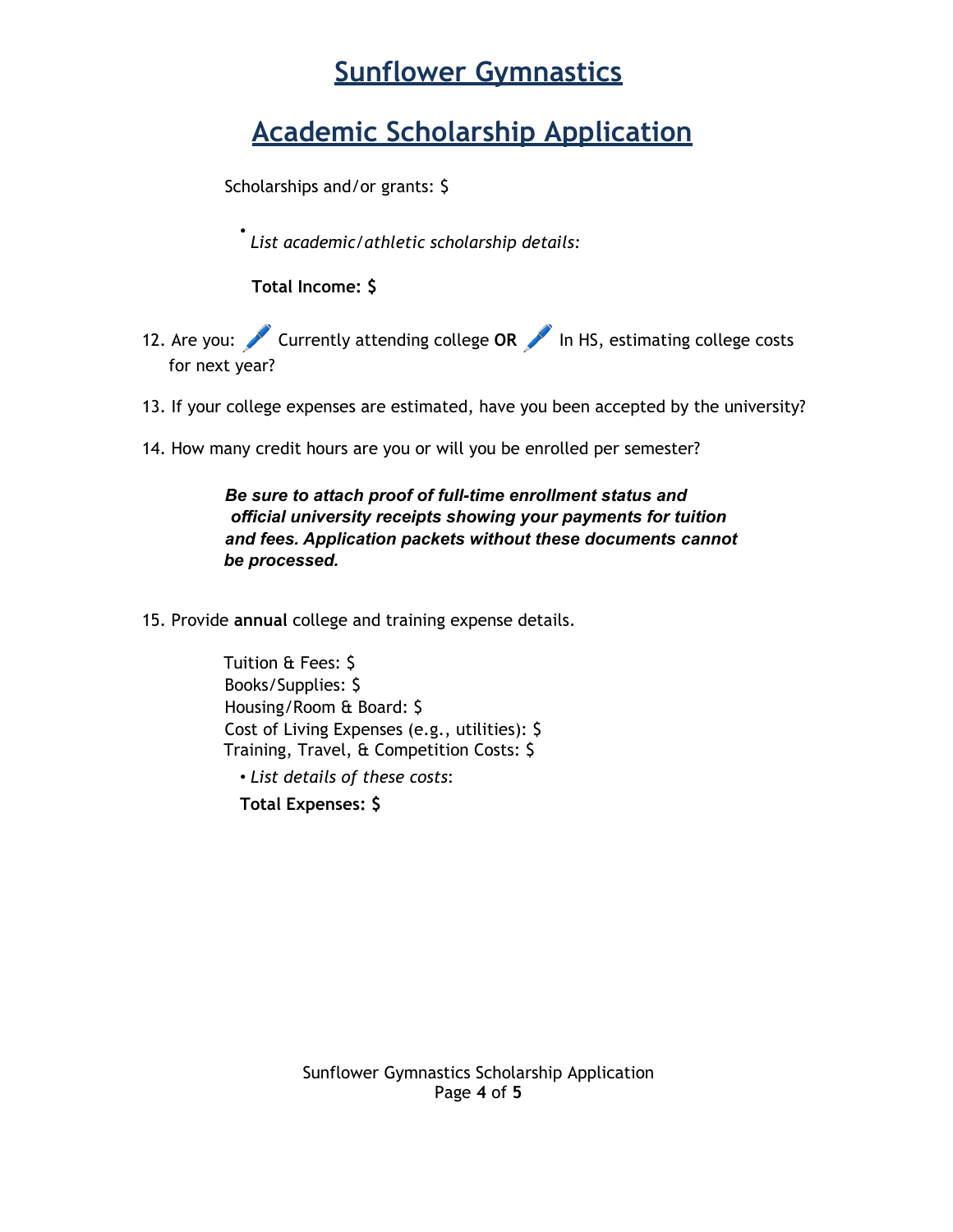# Sunflower Gymnastics

# Academic Scholarship Application

Scholarships and/or grants: $

- *List academic/athletic scholarship details:*

**Total Income: $**

12. Are you: 🖉 Currently attending college **OR** 🖉 In HS, estimating college costs for next year?

13. If your college expenses are estimated, have you been accepted by the university?

14. How many credit hours are you or will you be enrolled per semester?

***Be sure to attach proof of full-time enrollment status and official university receipts showing your payments for tuition and fees. Application packets without these documents cannot be processed.***

15. Provide **annual** college and training expense details.

Tuition & Fees: $
Books/Supplies: $
Housing/Room & Board: $
Cost of Living Expenses (e.g., utilities): $
Training, Travel, & Competition Costs: $

- *List details of these costs*:

**Total Expenses: $**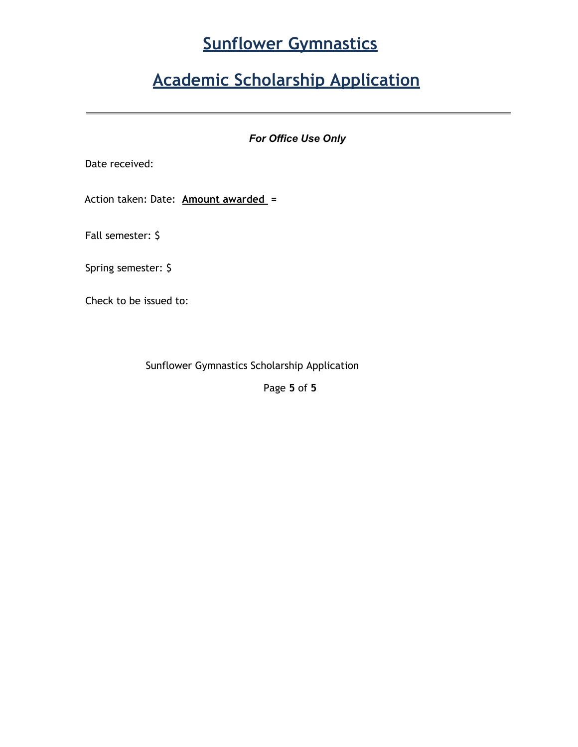# Sunflower Gymnastics

# Academic Scholarship Application

---

***For Office Use Only***

Date received:

Action taken: Date: **Amount awarded** =

Fall semester: $

Spring semester: $

Check to be issued to: